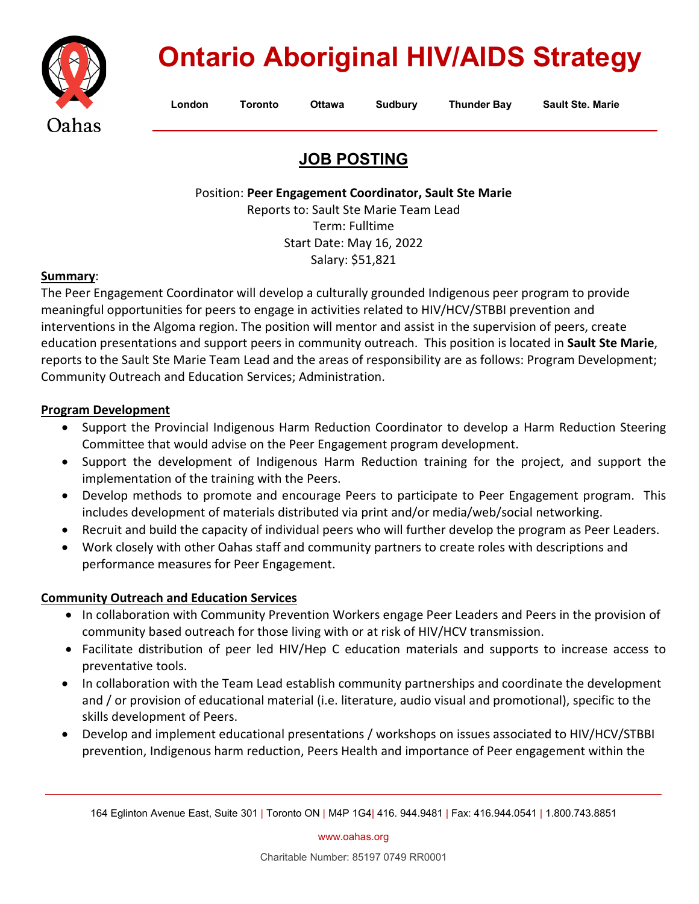# Ontario Aboriginal HIV/AIDS Strategy

London | Toronto | Ottawa | Sudbury | Thunder Bay | Sault Ste. Marie

## JOB POSTING

Position: **Peer Engagement Coordinator, Sault Ste Marie**
Reports to: Sault Ste Marie Team Lead
Term: Fulltime
Start Date: May 16, 2022
Salary: $51,821

**Summary**:
The Peer Engagement Coordinator will develop a culturally grounded Indigenous peer program to provide meaningful opportunities for peers to engage in activities related to HIV/HCV/STBBI prevention and interventions in the Algoma region. The position will mentor and assist in the supervision of peers, create education presentations and support peers in community outreach. This position is located in **Sault Ste Marie**, reports to the Sault Ste Marie Team Lead and the areas of responsibility are as follows: Program Development; Community Outreach and Education Services; Administration.

**Program Development**

- Support the Provincial Indigenous Harm Reduction Coordinator to develop a Harm Reduction Steering Committee that would advise on the Peer Engagement program development.
- Support the development of Indigenous Harm Reduction training for the project, and support the implementation of the training with the Peers.
- Develop methods to promote and encourage Peers to participate to Peer Engagement program. This includes development of materials distributed via print and/or media/web/social networking.
- Recruit and build the capacity of individual peers who will further develop the program as Peer Leaders.
- Work closely with other Oahas staff and community partners to create roles with descriptions and performance measures for Peer Engagement.

**Community Outreach and Education Services**

- In collaboration with Community Prevention Workers engage Peer Leaders and Peers in the provision of community based outreach for those living with or at risk of HIV/HCV transmission.
- Facilitate distribution of peer led HIV/Hep C education materials and supports to increase access to preventative tools.
- In collaboration with the Team Lead establish community partnerships and coordinate the development and / or provision of educational material (i.e. literature, audio visual and promotional), specific to the skills development of Peers.
- Develop and implement educational presentations / workshops on issues associated to HIV/HCV/STBBI prevention, Indigenous harm reduction, Peers Health and importance of Peer engagement within the

164 Eglinton Avenue East, Suite 301 | Toronto ON | M4P 1G4| 416. 944.9481 | Fax: 416.944.0541 | 1.800.743.8851

www.oahas.org

Charitable Number: 85197 0749 RR0001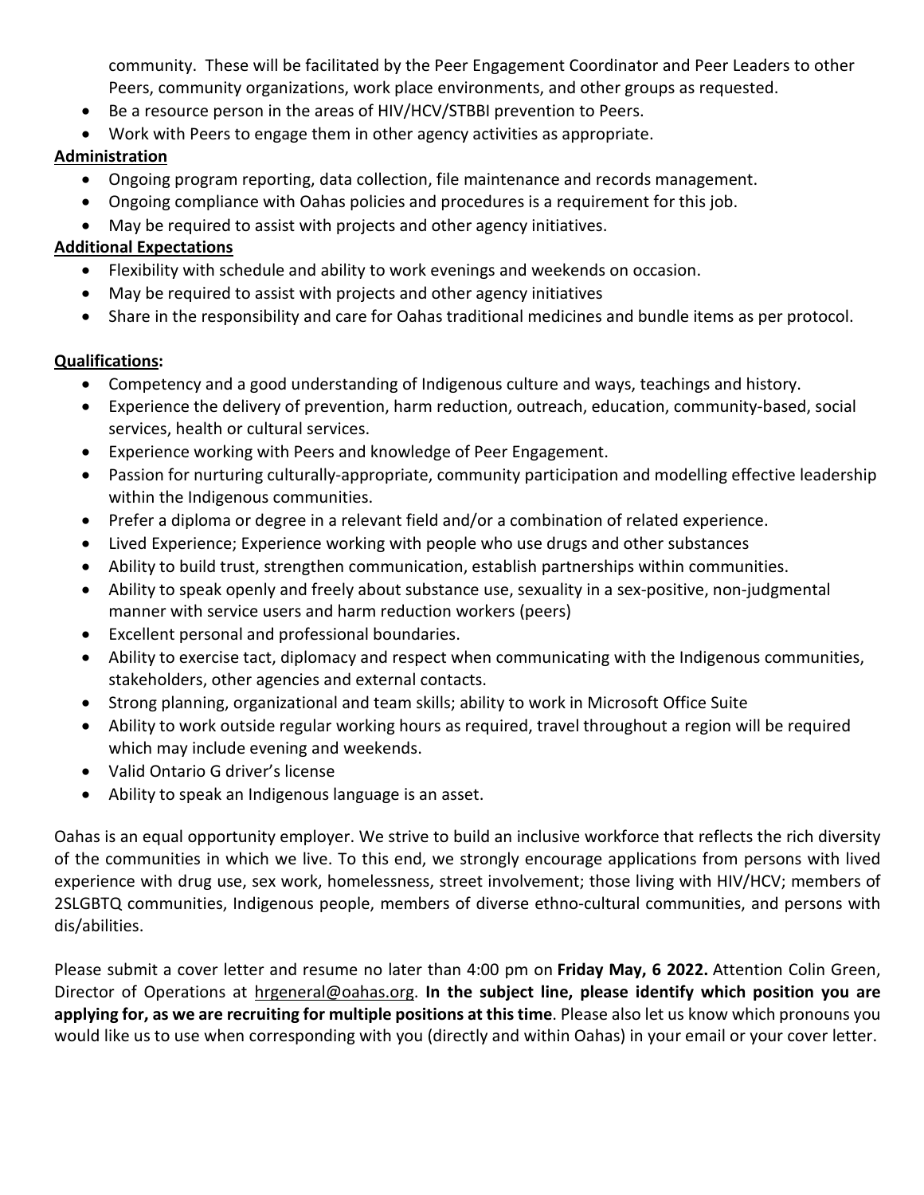community. These will be facilitated by the Peer Engagement Coordinator and Peer Leaders to other Peers, community organizations, work place environments, and other groups as requested.

- Be a resource person in the areas of HIV/HCV/STBBI prevention to Peers.
- Work with Peers to engage them in other agency activities as appropriate.

**Administration**

- Ongoing program reporting, data collection, file maintenance and records management.
- Ongoing compliance with Oahas policies and procedures is a requirement for this job.
- May be required to assist with projects and other agency initiatives.

**Additional Expectations**

- Flexibility with schedule and ability to work evenings and weekends on occasion.
- May be required to assist with projects and other agency initiatives
- Share in the responsibility and care for Oahas traditional medicines and bundle items as per protocol.

**Qualifications:**

- Competency and a good understanding of Indigenous culture and ways, teachings and history.
- Experience the delivery of prevention, harm reduction, outreach, education, community-based, social services, health or cultural services.
- Experience working with Peers and knowledge of Peer Engagement.
- Passion for nurturing culturally-appropriate, community participation and modelling effective leadership within the Indigenous communities.
- Prefer a diploma or degree in a relevant field and/or a combination of related experience.
- Lived Experience; Experience working with people who use drugs and other substances
- Ability to build trust, strengthen communication, establish partnerships within communities.
- Ability to speak openly and freely about substance use, sexuality in a sex-positive, non-judgmental manner with service users and harm reduction workers (peers)
- Excellent personal and professional boundaries.
- Ability to exercise tact, diplomacy and respect when communicating with the Indigenous communities, stakeholders, other agencies and external contacts.
- Strong planning, organizational and team skills; ability to work in Microsoft Office Suite
- Ability to work outside regular working hours as required, travel throughout a region will be required which may include evening and weekends.
- Valid Ontario G driver's license
- Ability to speak an Indigenous language is an asset.

Oahas is an equal opportunity employer. We strive to build an inclusive workforce that reflects the rich diversity of the communities in which we live. To this end, we strongly encourage applications from persons with lived experience with drug use, sex work, homelessness, street involvement; those living with HIV/HCV; members of 2SLGBTQ communities, Indigenous people, members of diverse ethno-cultural communities, and persons with dis/abilities.

Please submit a cover letter and resume no later than 4:00 pm on **Friday May, 6 2022.** Attention Colin Green, Director of Operations at hrgeneral@oahas.org. **In the subject line, please identify which position you are applying for, as we are recruiting for multiple positions at this time**. Please also let us know which pronouns you would like us to use when corresponding with you (directly and within Oahas) in your email or your cover letter.